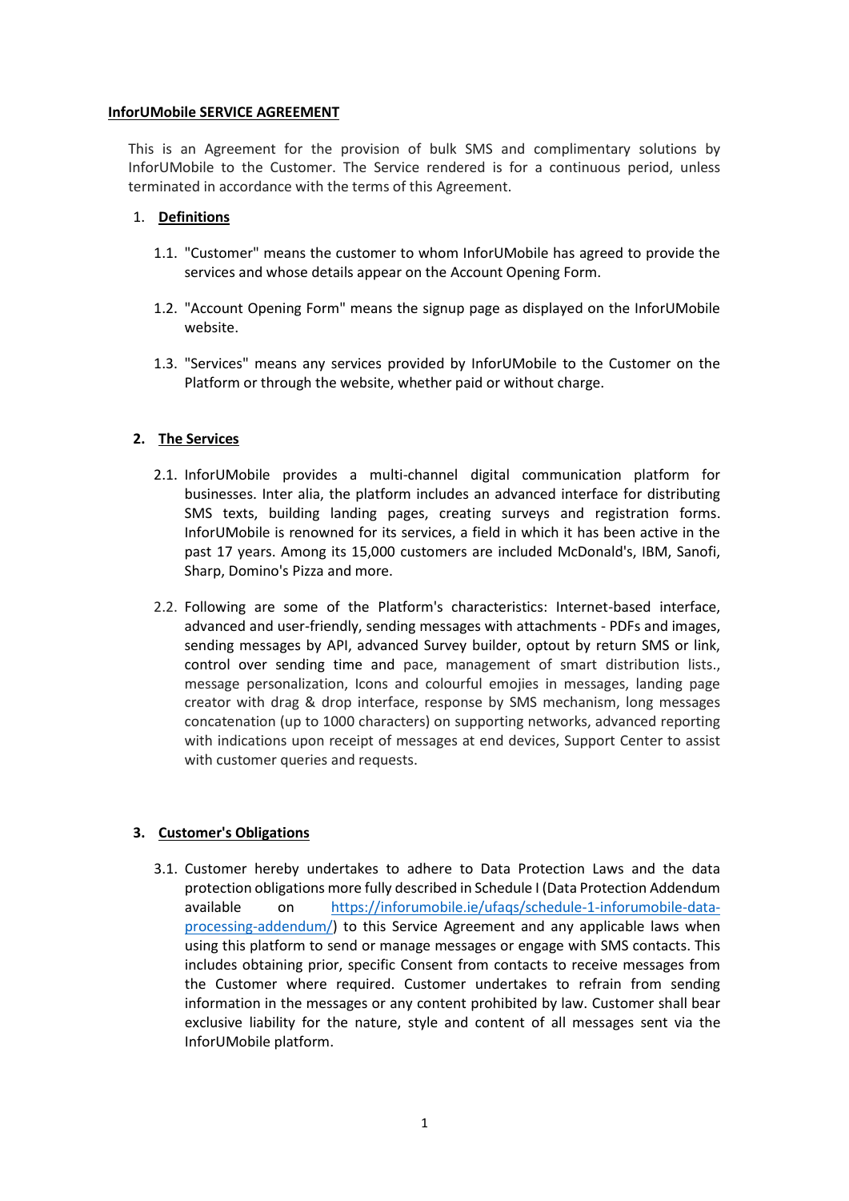# InforUMobile SERVICE AGREEMENT

This is an Agreement for the provision of bulk SMS and complimentary solutions by InforUMobile to the Customer. The Service rendered is for a continuous period, unless terminated in accordance with the terms of this Agreement.

## 1. Definitions

1.1. "Customer" means the customer to whom InforUMobile has agreed to provide the services and whose details appear on the Account Opening Form.

1.2. "Account Opening Form" means the signup page as displayed on the InforUMobile website.

1.3. "Services" means any services provided by InforUMobile to the Customer on the Platform or through the website, whether paid or without charge.

## 2. The Services

2.1. InforUMobile provides a multi-channel digital communication platform for businesses. Inter alia, the platform includes an advanced interface for distributing SMS texts, building landing pages, creating surveys and registration forms. InforUMobile is renowned for its services, a field in which it has been active in the past 17 years. Among its 15,000 customers are included McDonald's, IBM, Sanofi, Sharp, Domino's Pizza and more.

2.2. Following are some of the Platform's characteristics: Internet-based interface, advanced and user-friendly, sending messages with attachments - PDFs and images, sending messages by API, advanced Survey builder, optout by return SMS or link, control over sending time and pace, management of smart distribution lists., message personalization, Icons and colourful emojies in messages, landing page creator with drag & drop interface, response by SMS mechanism, long messages concatenation (up to 1000 characters) on supporting networks, advanced reporting with indications upon receipt of messages at end devices, Support Center to assist with customer queries and requests.

## 3. Customer's Obligations

3.1. Customer hereby undertakes to adhere to Data Protection Laws and the data protection obligations more fully described in Schedule I (Data Protection Addendum available on [https://inforumobile.ie/ufaqs/schedule-1-inforumobile-data-processing-addendum/](https://inforumobile.ie/ufaqs/schedule-1-inforumobile-data-processing-addendum/)) to this Service Agreement and any applicable laws when using this platform to send or manage messages or engage with SMS contacts. This includes obtaining prior, specific Consent from contacts to receive messages from the Customer where required. Customer undertakes to refrain from sending information in the messages or any content prohibited by law. Customer shall bear exclusive liability for the nature, style and content of all messages sent via the InforUMobile platform.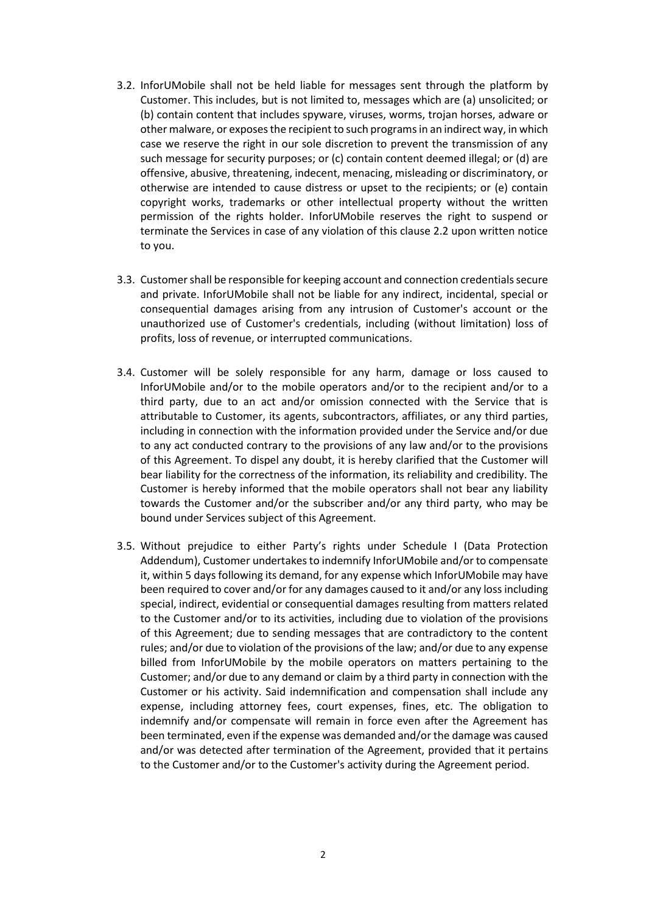3.2. InforUMobile shall not be held liable for messages sent through the platform by Customer. This includes, but is not limited to, messages which are (a) unsolicited; or (b) contain content that includes spyware, viruses, worms, trojan horses, adware or other malware, or exposes the recipient to such programs in an indirect way, in which case we reserve the right in our sole discretion to prevent the transmission of any such message for security purposes; or (c) contain content deemed illegal; or (d) are offensive, abusive, threatening, indecent, menacing, misleading or discriminatory, or otherwise are intended to cause distress or upset to the recipients; or (e) contain copyright works, trademarks or other intellectual property without the written permission of the rights holder. InforUMobile reserves the right to suspend or terminate the Services in case of any violation of this clause 2.2 upon written notice to you.

3.3. Customer shall be responsible for keeping account and connection credentials secure and private. InforUMobile shall not be liable for any indirect, incidental, special or consequential damages arising from any intrusion of Customer's account or the unauthorized use of Customer's credentials, including (without limitation) loss of profits, loss of revenue, or interrupted communications.

3.4. Customer will be solely responsible for any harm, damage or loss caused to InforUMobile and/or to the mobile operators and/or to the recipient and/or to a third party, due to an act and/or omission connected with the Service that is attributable to Customer, its agents, subcontractors, affiliates, or any third parties, including in connection with the information provided under the Service and/or due to any act conducted contrary to the provisions of any law and/or to the provisions of this Agreement. To dispel any doubt, it is hereby clarified that the Customer will bear liability for the correctness of the information, its reliability and credibility. The Customer is hereby informed that the mobile operators shall not bear any liability towards the Customer and/or the subscriber and/or any third party, who may be bound under Services subject of this Agreement.

3.5. Without prejudice to either Party's rights under Schedule I (Data Protection Addendum), Customer undertakes to indemnify InforUMobile and/or to compensate it, within 5 days following its demand, for any expense which InforUMobile may have been required to cover and/or for any damages caused to it and/or any loss including special, indirect, evidential or consequential damages resulting from matters related to the Customer and/or to its activities, including due to violation of the provisions of this Agreement; due to sending messages that are contradictory to the content rules; and/or due to violation of the provisions of the law; and/or due to any expense billed from InforUMobile by the mobile operators on matters pertaining to the Customer; and/or due to any demand or claim by a third party in connection with the Customer or his activity. Said indemnification and compensation shall include any expense, including attorney fees, court expenses, fines, etc. The obligation to indemnify and/or compensate will remain in force even after the Agreement has been terminated, even if the expense was demanded and/or the damage was caused and/or was detected after termination of the Agreement, provided that it pertains to the Customer and/or to the Customer's activity during the Agreement period.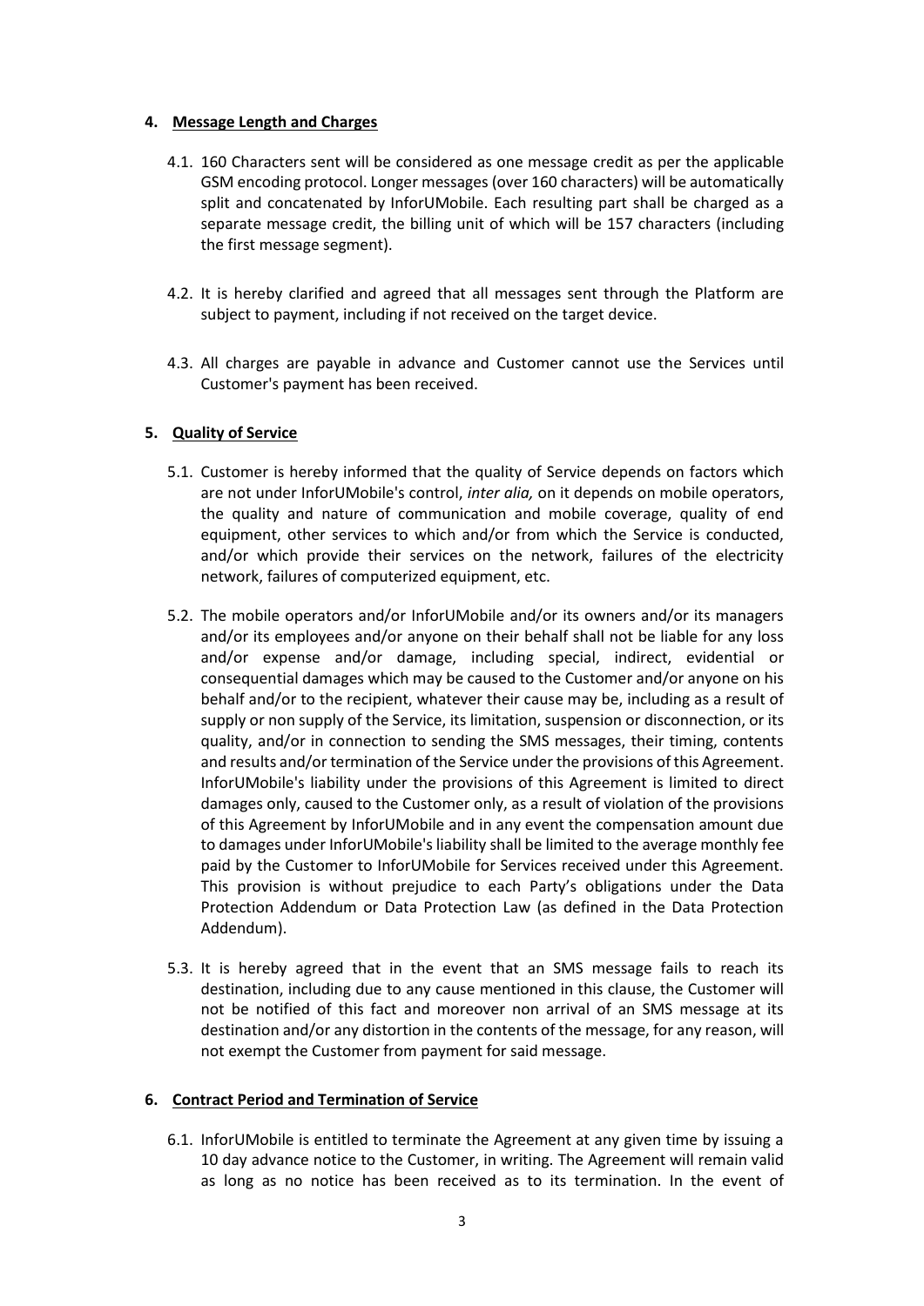## 4. <u>Message Length and Charges</u>

4.1. 160 Characters sent will be considered as one message credit as per the applicable GSM encoding protocol. Longer messages (over 160 characters) will be automatically split and concatenated by InforUMobile. Each resulting part shall be charged as a separate message credit, the billing unit of which will be 157 characters (including the first message segment).

4.2. It is hereby clarified and agreed that all messages sent through the Platform are subject to payment, including if not received on the target device.

4.3. All charges are payable in advance and Customer cannot use the Services until Customer's payment has been received.

## 5. <u>Quality of Service</u>

5.1. Customer is hereby informed that the quality of Service depends on factors which are not under InforUMobile's control, *inter alia,* on it depends on mobile operators, the quality and nature of communication and mobile coverage, quality of end equipment, other services to which and/or from which the Service is conducted, and/or which provide their services on the network, failures of the electricity network, failures of computerized equipment, etc.

5.2. The mobile operators and/or InforUMobile and/or its owners and/or its managers and/or its employees and/or anyone on their behalf shall not be liable for any loss and/or expense and/or damage, including special, indirect, evidential or consequential damages which may be caused to the Customer and/or anyone on his behalf and/or to the recipient, whatever their cause may be, including as a result of supply or non supply of the Service, its limitation, suspension or disconnection, or its quality, and/or in connection to sending the SMS messages, their timing, contents and results and/or termination of the Service under the provisions of this Agreement. InforUMobile's liability under the provisions of this Agreement is limited to direct damages only, caused to the Customer only, as a result of violation of the provisions of this Agreement by InforUMobile and in any event the compensation amount due to damages under InforUMobile's liability shall be limited to the average monthly fee paid by the Customer to InforUMobile for Services received under this Agreement. This provision is without prejudice to each Party's obligations under the Data Protection Addendum or Data Protection Law (as defined in the Data Protection Addendum).

5.3. It is hereby agreed that in the event that an SMS message fails to reach its destination, including due to any cause mentioned in this clause, the Customer will not be notified of this fact and moreover non arrival of an SMS message at its destination and/or any distortion in the contents of the message, for any reason, will not exempt the Customer from payment for said message.

## 6. <u>Contract Period and Termination of Service</u>

6.1. InforUMobile is entitled to terminate the Agreement at any given time by issuing a 10 day advance notice to the Customer, in writing. The Agreement will remain valid as long as no notice has been received as to its termination. In the event of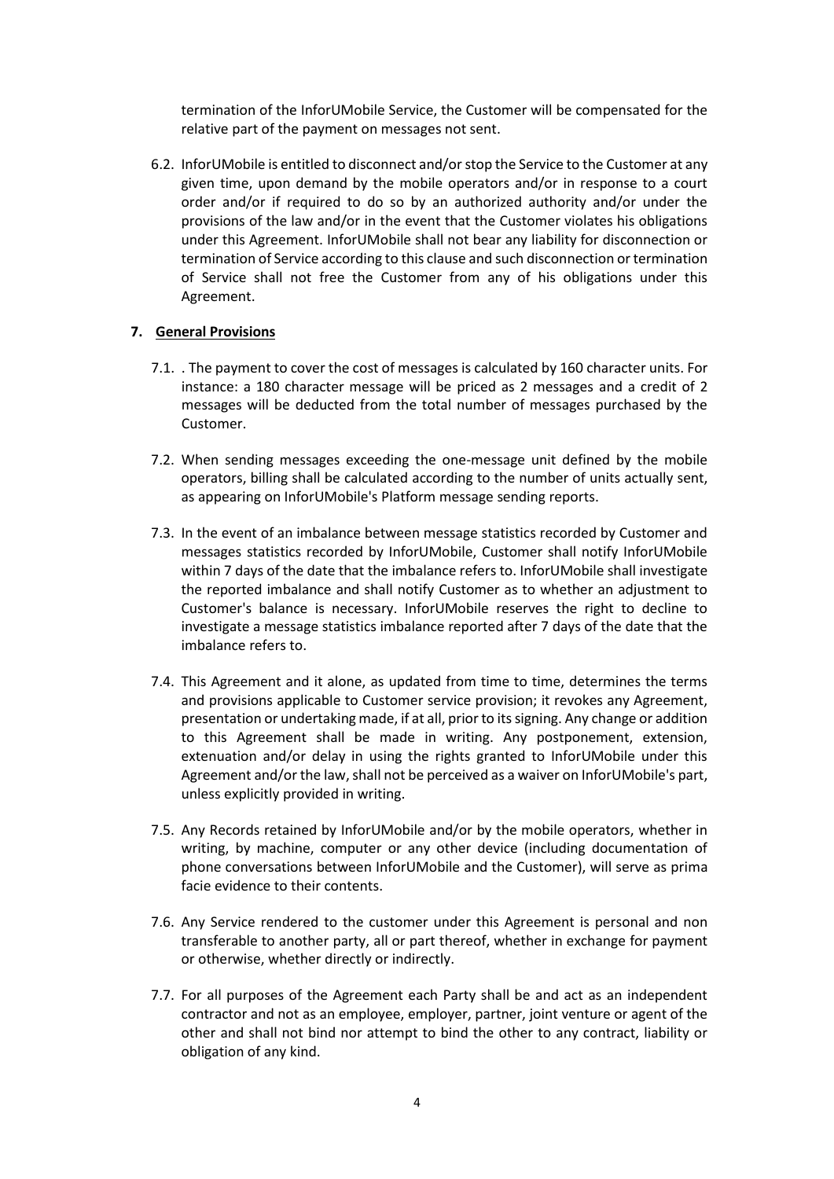termination of the InforUMobile Service, the Customer will be compensated for the relative part of the payment on messages not sent.

6.2. InforUMobile is entitled to disconnect and/or stop the Service to the Customer at any given time, upon demand by the mobile operators and/or in response to a court order and/or if required to do so by an authorized authority and/or under the provisions of the law and/or in the event that the Customer violates his obligations under this Agreement. InforUMobile shall not bear any liability for disconnection or termination of Service according to this clause and such disconnection or termination of Service shall not free the Customer from any of his obligations under this Agreement.

## 7. General Provisions

7.1. . The payment to cover the cost of messages is calculated by 160 character units. For instance: a 180 character message will be priced as 2 messages and a credit of 2 messages will be deducted from the total number of messages purchased by the Customer.

7.2. When sending messages exceeding the one-message unit defined by the mobile operators, billing shall be calculated according to the number of units actually sent, as appearing on InforUMobile's Platform message sending reports.

7.3. In the event of an imbalance between message statistics recorded by Customer and messages statistics recorded by InforUMobile, Customer shall notify InforUMobile within 7 days of the date that the imbalance refers to. InforUMobile shall investigate the reported imbalance and shall notify Customer as to whether an adjustment to Customer's balance is necessary. InforUMobile reserves the right to decline to investigate a message statistics imbalance reported after 7 days of the date that the imbalance refers to.

7.4. This Agreement and it alone, as updated from time to time, determines the terms and provisions applicable to Customer service provision; it revokes any Agreement, presentation or undertaking made, if at all, prior to its signing. Any change or addition to this Agreement shall be made in writing. Any postponement, extension, extenuation and/or delay in using the rights granted to InforUMobile under this Agreement and/or the law, shall not be perceived as a waiver on InforUMobile's part, unless explicitly provided in writing.

7.5. Any Records retained by InforUMobile and/or by the mobile operators, whether in writing, by machine, computer or any other device (including documentation of phone conversations between InforUMobile and the Customer), will serve as prima facie evidence to their contents.

7.6. Any Service rendered to the customer under this Agreement is personal and non transferable to another party, all or part thereof, whether in exchange for payment or otherwise, whether directly or indirectly.

7.7. For all purposes of the Agreement each Party shall be and act as an independent contractor and not as an employee, employer, partner, joint venture or agent of the other and shall not bind nor attempt to bind the other to any contract, liability or obligation of any kind.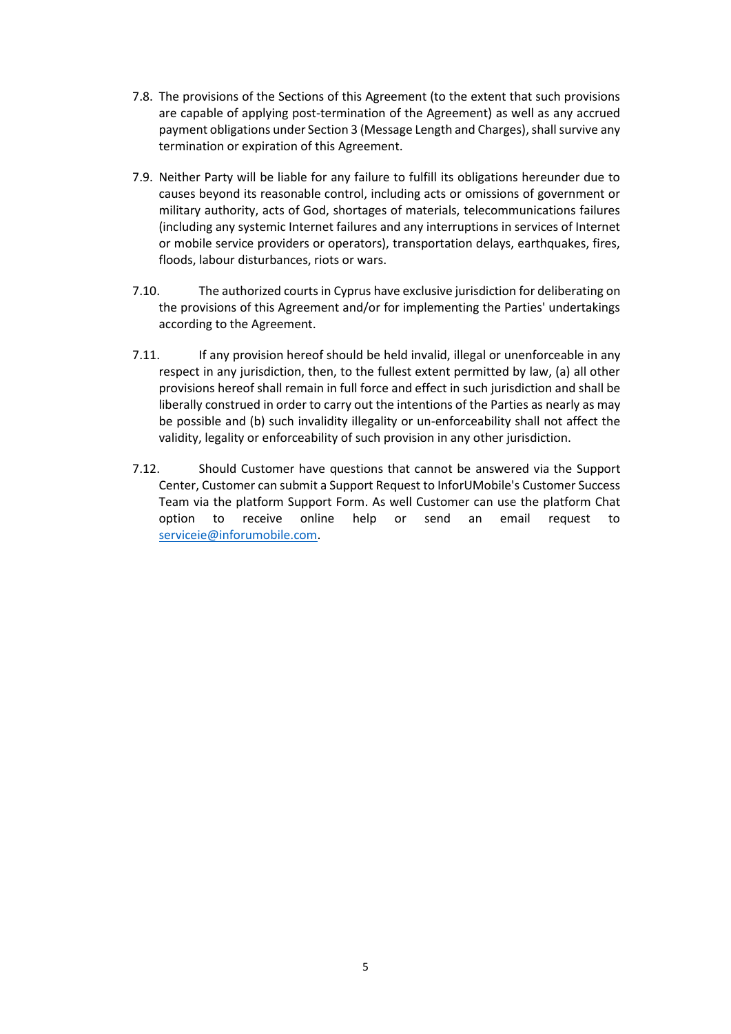7.8. The provisions of the Sections of this Agreement (to the extent that such provisions are capable of applying post-termination of the Agreement) as well as any accrued payment obligations under Section 3 (Message Length and Charges), shall survive any termination or expiration of this Agreement.

7.9. Neither Party will be liable for any failure to fulfill its obligations hereunder due to causes beyond its reasonable control, including acts or omissions of government or military authority, acts of God, shortages of materials, telecommunications failures (including any systemic Internet failures and any interruptions in services of Internet or mobile service providers or operators), transportation delays, earthquakes, fires, floods, labour disturbances, riots or wars.

7.10. The authorized courts in Cyprus have exclusive jurisdiction for deliberating on the provisions of this Agreement and/or for implementing the Parties' undertakings according to the Agreement.

7.11. If any provision hereof should be held invalid, illegal or unenforceable in any respect in any jurisdiction, then, to the fullest extent permitted by law, (a) all other provisions hereof shall remain in full force and effect in such jurisdiction and shall be liberally construed in order to carry out the intentions of the Parties as nearly as may be possible and (b) such invalidity illegality or un-enforceability shall not affect the validity, legality or enforceability of such provision in any other jurisdiction.

7.12. Should Customer have questions that cannot be answered via the Support Center, Customer can submit a Support Request to InforUMobile's Customer Success Team via the platform Support Form. As well Customer can use the platform Chat option to receive online help or send an email request to serviceie@inforumobile.com.